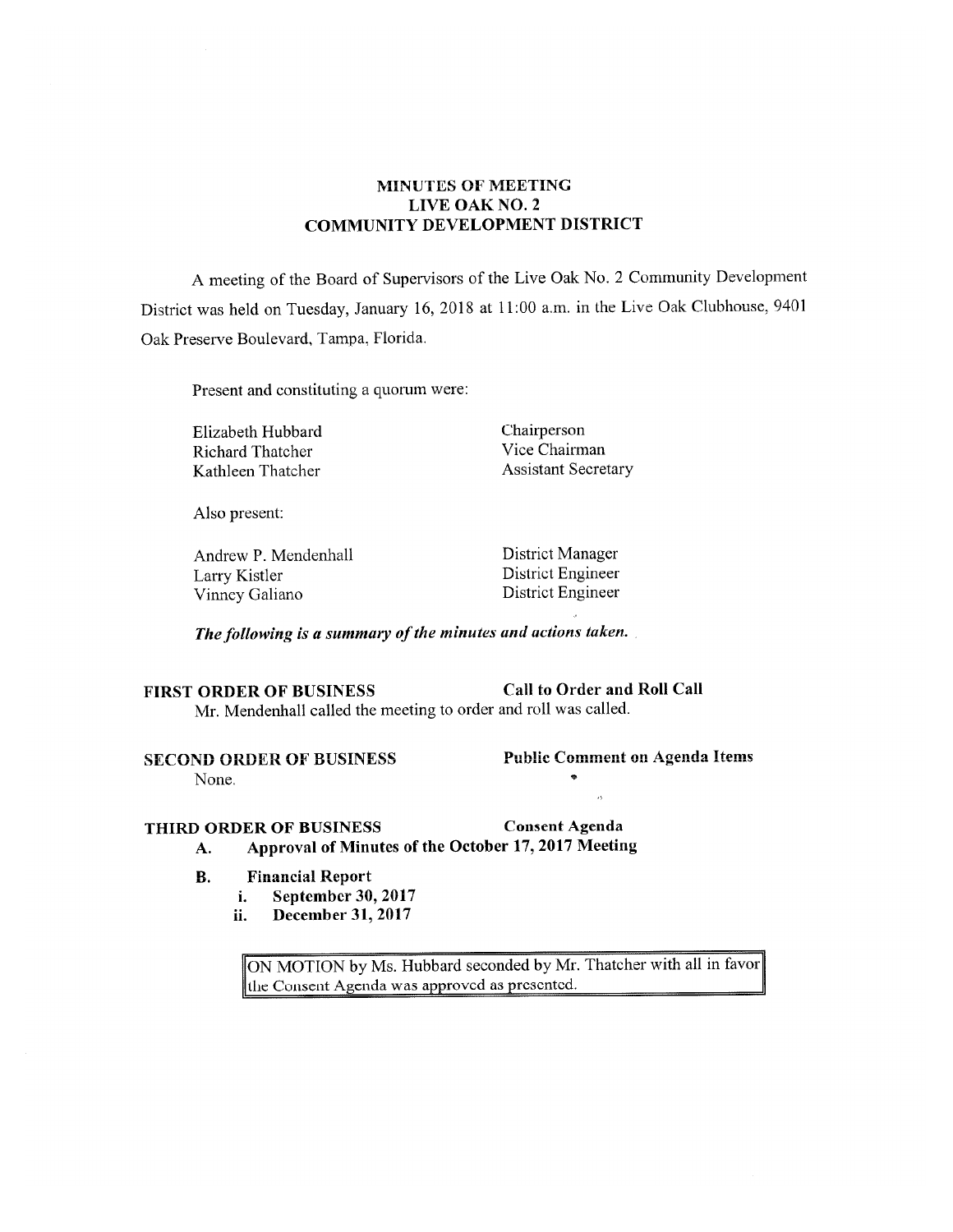# MINUTES OF MEETING
# LIVE OAK NO. 2
# COMMUNITY DEVELOPMENT DISTRICT

A meeting of the Board of Supervisors of the Live Oak No. 2 Community Development District was held on Tuesday, January 16, 2018 at 11:00 a.m. in the Live Oak Clubhouse, 9401 Oak Preserve Boulevard, Tampa, Florida.

Present and constituting a quorum were:

| | |
|---|---|
| Elizabeth Hubbard | Chairperson |
| Richard Thatcher | Vice Chairman |
| Kathleen Thatcher | Assistant Secretary |

Also present:

| | |
|---|---|
| Andrew P. Mendenhall | District Manager |
| Larry Kistler | District Engineer |
| Vinney Galiano | District Engineer |

***The following is a summary of the minutes and actions taken.***

**FIRST ORDER OF BUSINESS** **Call to Order and Roll Call**

Mr. Mendenhall called the meeting to order and roll was called.

**SECOND ORDER OF BUSINESS** **Public Comment on Agenda Items**

None.

**THIRD ORDER OF BUSINESS** **Consent Agenda**

**A. Approval of Minutes of the October 17, 2017 Meeting**

**B. Financial Report**

**i. September 30, 2017**

**ii. December 31, 2017**

> ON MOTION by Ms. Hubbard seconded by Mr. Thatcher with all in favor the Consent Agenda was approved as presented.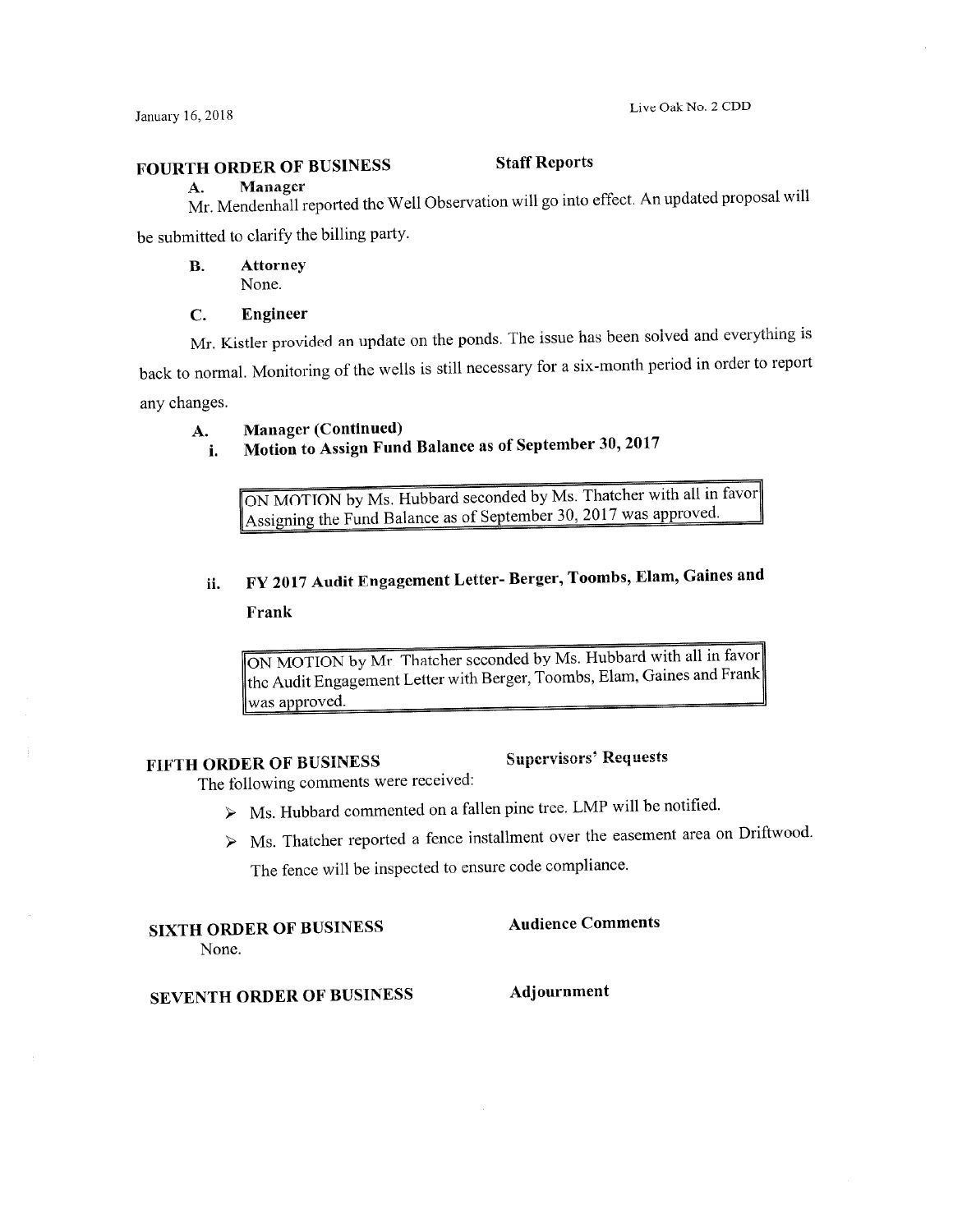## FOURTH ORDER OF BUSINESS — Staff Reports

**A. Manager**

Mr. Mendenhall reported the Well Observation will go into effect. An updated proposal will be submitted to clarify the billing party.

**B. Attorney**

None.

**C. Engineer**

Mr. Kistler provided an update on the ponds. The issue has been solved and everything is back to normal. Monitoring of the wells is still necessary for a six-month period in order to report any changes.

**A. Manager (Continued)**

**i. Motion to Assign Fund Balance as of September 30, 2017**

> ON MOTION by Ms. Hubbard seconded by Ms. Thatcher with all in favor Assigning the Fund Balance as of September 30, 2017 was approved.

**ii. FY 2017 Audit Engagement Letter- Berger, Toombs, Elam, Gaines and Frank**

> ON MOTION by Mr Thatcher seconded by Ms. Hubbard with all in favor the Audit Engagement Letter with Berger, Toombs, Elam, Gaines and Frank was approved.

## FIFTH ORDER OF BUSINESS — Supervisors' Requests

The following comments were received:

- Ms. Hubbard commented on a fallen pine tree. LMP will be notified.
- Ms. Thatcher reported a fence installment over the easement area on Driftwood. The fence will be inspected to ensure code compliance.

## SIXTH ORDER OF BUSINESS — Audience Comments

None.

## SEVENTH ORDER OF BUSINESS — Adjournment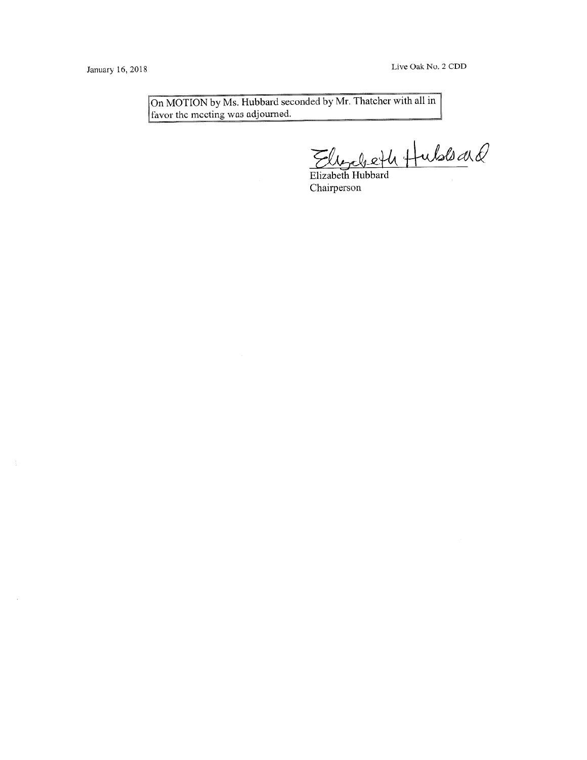On MOTION by Ms. Hubbard seconded by Mr. Thatcher with all in favor the meeting was adjourned.

Elizabeth Hubbard

Elizabeth Hubbard
Chairperson